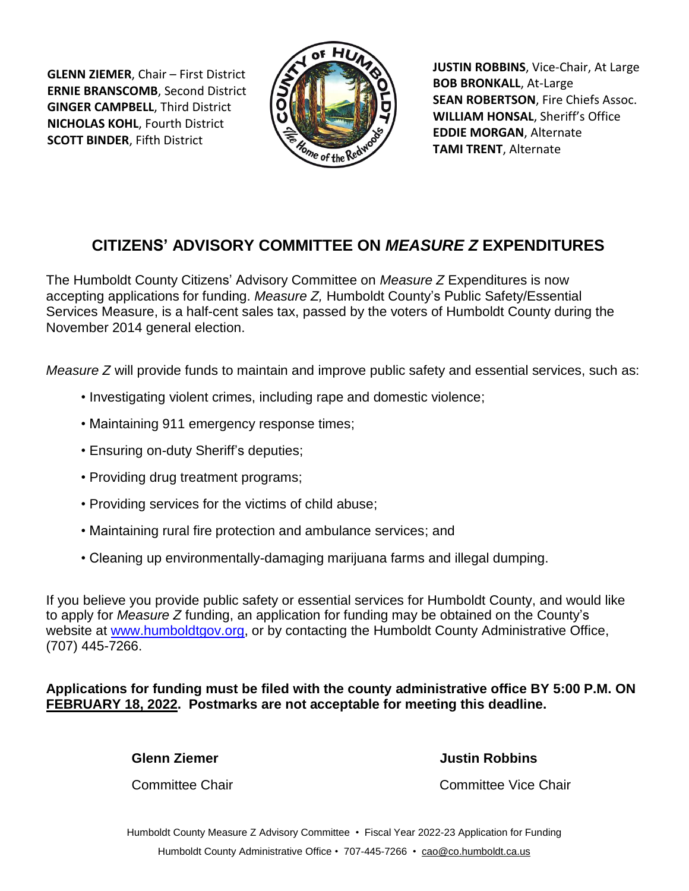**GLENN ZIEMER**, Chair – First District
**ERNIE BRANSCOMB**, Second District
**GINGER CAMPBELL**, Third District
**NICHOLAS KOHL**, Fourth District
**SCOTT BINDER**, Fifth District

**JUSTIN ROBBINS**, Vice-Chair, At Large
**BOB BRONKALL**, At-Large
**SEAN ROBERTSON**, Fire Chiefs Assoc.
**WILLIAM HONSAL**, Sheriff's Office
**EDDIE MORGAN**, Alternate
**TAMI TRENT**, Alternate

# CITIZENS' ADVISORY COMMITTEE ON *MEASURE Z* EXPENDITURES

The Humboldt County Citizens' Advisory Committee on *Measure Z* Expenditures is now accepting applications for funding. *Measure Z,* Humboldt County's Public Safety/Essential Services Measure, is a half-cent sales tax, passed by the voters of Humboldt County during the November 2014 general election.

*Measure Z* will provide funds to maintain and improve public safety and essential services, such as:

- Investigating violent crimes, including rape and domestic violence;
- Maintaining 911 emergency response times;
- Ensuring on-duty Sheriff's deputies;
- Providing drug treatment programs;
- Providing services for the victims of child abuse;
- Maintaining rural fire protection and ambulance services; and
- Cleaning up environmentally-damaging marijuana farms and illegal dumping.

If you believe you provide public safety or essential services for Humboldt County, and would like to apply for *Measure Z* funding, an application for funding may be obtained on the County's website at www.humboldtgov.org, or by contacting the Humboldt County Administrative Office, (707) 445-7266.

**Applications for funding must be filed with the county administrative office BY 5:00 P.M. ON FEBRUARY 18, 2022. Postmarks are not acceptable for meeting this deadline.**

**Glenn Ziemer**
Committee Chair

**Justin Robbins**
Committee Vice Chair

Humboldt County Measure Z Advisory Committee • Fiscal Year 2022-23 Application for Funding
Humboldt County Administrative Office • 707-445-7266 • cao@co.humboldt.ca.us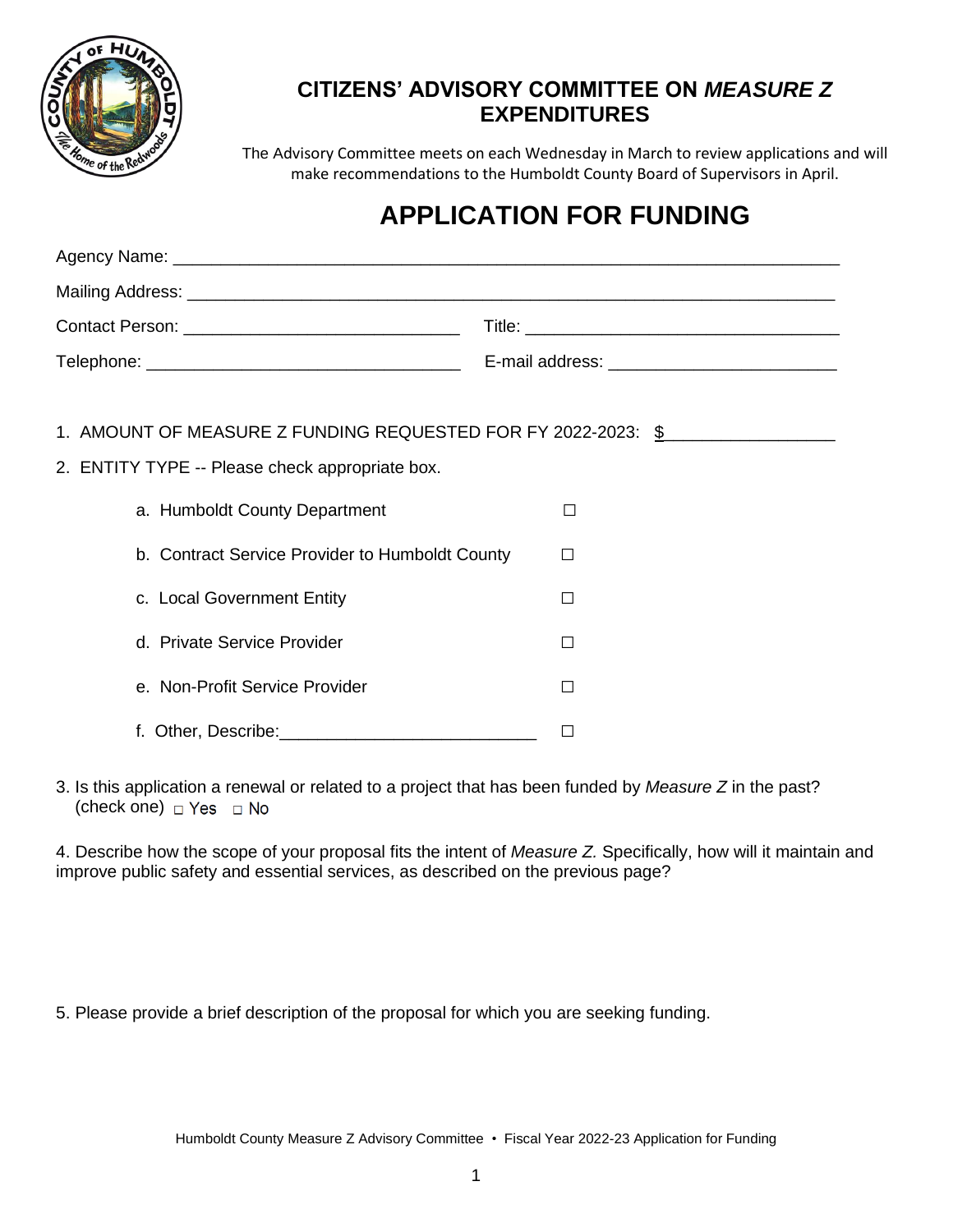# CITIZENS' ADVISORY COMMITTEE ON *MEASURE Z* EXPENDITURES

The Advisory Committee meets on each Wednesday in March to review applications and will make recommendations to the Humboldt County Board of Supervisors in April.

## APPLICATION FOR FUNDING

Agency Name: ______________________________________________________________________

Mailing Address: ____________________________________________________________________

Contact Person: ____________________________ Title: ________________________________

Telephone: ________________________________ E-mail address: _______________________

1. AMOUNT OF MEASURE Z FUNDING REQUESTED FOR FY 2022-2023: $_________________

2. ENTITY TYPE -- Please check appropriate box.

   a. Humboldt County Department ☐

   b. Contract Service Provider to Humboldt County ☐

   c. Local Government Entity ☐

   d. Private Service Provider ☐

   e. Non-Profit Service Provider ☐

   f. Other, Describe:__________________________ ☐

3. Is this application a renewal or related to a project that has been funded by *Measure Z* in the past? (check one) ☐ Yes ☐ No

4. Describe how the scope of your proposal fits the intent of *Measure Z.* Specifically, how will it maintain and improve public safety and essential services, as described on the previous page?

5. Please provide a brief description of the proposal for which you are seeking funding.

Humboldt County Measure Z Advisory Committee • Fiscal Year 2022-23 Application for Funding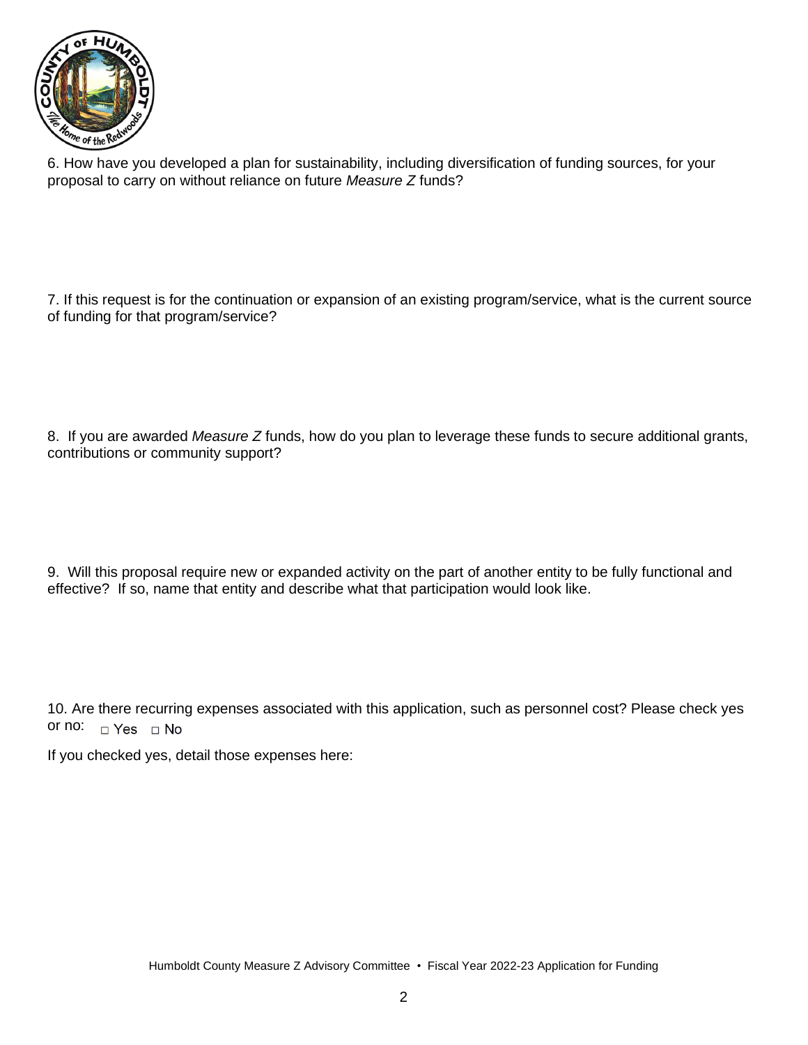6. How have you developed a plan for sustainability, including diversification of funding sources, for your proposal to carry on without reliance on future *Measure Z* funds?

7. If this request is for the continuation or expansion of an existing program/service, what is the current source of funding for that program/service?

8. If you are awarded *Measure Z* funds, how do you plan to leverage these funds to secure additional grants, contributions or community support?

9. Will this proposal require new or expanded activity on the part of another entity to be fully functional and effective? If so, name that entity and describe what that participation would look like.

10. Are there recurring expenses associated with this application, such as personnel cost? Please check yes or no: ☐ Yes ☐ No

If you checked yes, detail those expenses here: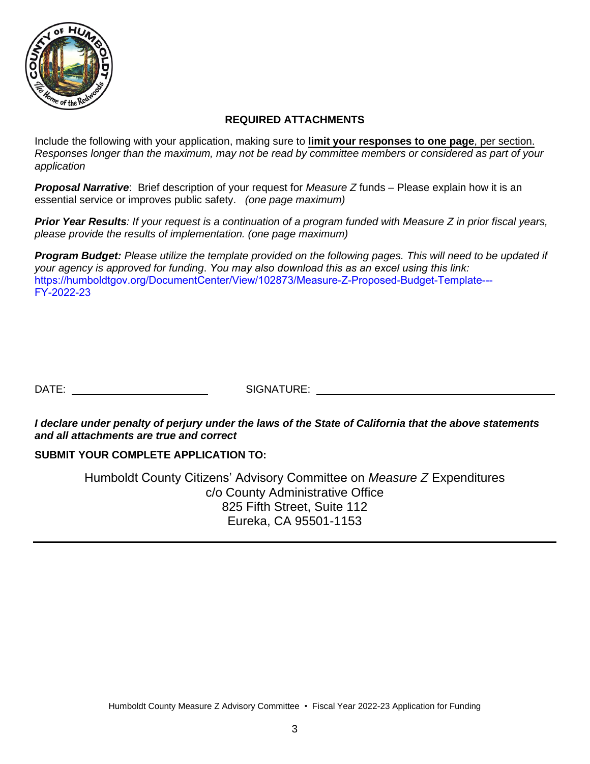## REQUIRED ATTACHMENTS

Include the following with your application, making sure to **limit your responses to one page**, per section. *Responses longer than the maximum, may not be read by committee members or considered as part of your application*

***Proposal Narrative***: Brief description of your request for *Measure Z* funds – Please explain how it is an essential service or improves public safety. *(one page maximum)*

***Prior Year Results****: If your request is a continuation of a program funded with Measure Z in prior fiscal years, please provide the results of implementation. (one page maximum)*

***Program Budget:*** *Please utilize the template provided on the following pages. This will need to be updated if your agency is approved for funding. You may also download this as an excel using this link:* https://humboldtgov.org/DocumentCenter/View/102873/Measure-Z-Proposed-Budget-Template---FY-2022-23

DATE: ______________________ SIGNATURE: ______________________________________

***I declare under penalty of perjury under the laws of the State of California that the above statements and all attachments are true and correct***

**SUBMIT YOUR COMPLETE APPLICATION TO:**

Humboldt County Citizens' Advisory Committee on *Measure Z* Expenditures
c/o County Administrative Office
825 Fifth Street, Suite 112
Eureka, CA 95501-1153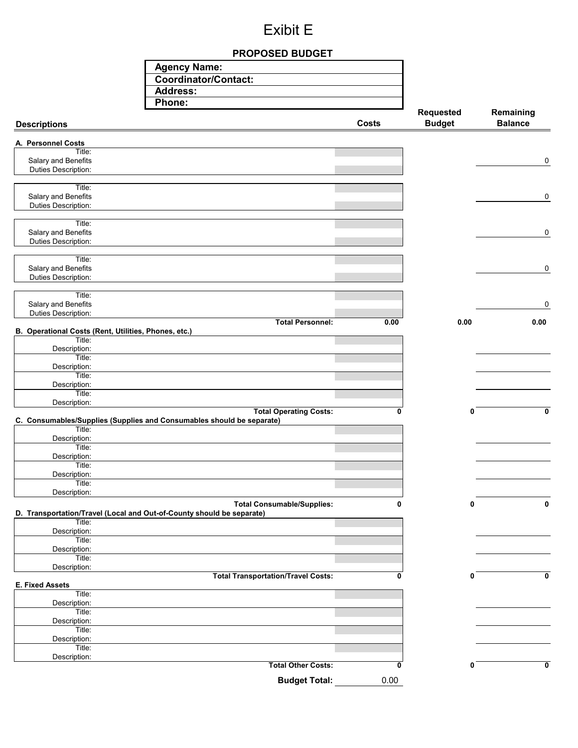# Exibit E

## PROPOSED BUDGET

| |
|---|
| **Agency Name:** |
| **Coordinator/Contact:** |
| **Address:** |
| **Phone:** |

| Descriptions | Costs | Requested Budget | Remaining Balance |
|---|---|---|---|
| **A. Personnel Costs** | | | |
| Title: | | | |
| Salary and Benefits | | | 0 |
| Duties Description: | | | |
| Title: | | | |
| Salary and Benefits | | | 0 |
| Duties Description: | | | |
| Title: | | | |
| Salary and Benefits | | | 0 |
| Duties Description: | | | |
| Title: | | | |
| Salary and Benefits | | | 0 |
| Duties Description: | | | |
| Title: | | | |
| Salary and Benefits | | | 0 |
| Duties Description: | | | |
| **Total Personnel:** | **0.00** | **0.00** | **0.00** |
| **B. Operational Costs (Rent, Utilities, Phones, etc.)** | | | |
| Title: | | | |
| Description: | | | |
| Title: | | | |
| Description: | | | |
| Title: | | | |
| Description: | | | |
| Title: | | | |
| Description: | | | |
| **Total Operating Costs:** | **0** | **0** | **0** |
| **C. Consumables/Supplies (Supplies and Consumables should be separate)** | | | |
| Title: | | | |
| Description: | | | |
| Title: | | | |
| Description: | | | |
| Title: | | | |
| Description: | | | |
| Title: | | | |
| Description: | | | |
| **Total Consumable/Supplies:** | **0** | **0** | **0** |
| **D. Transportation/Travel (Local and Out-of-County should be separate)** | | | |
| Title: | | | |
| Description: | | | |
| Title: | | | |
| Description: | | | |
| Title: | | | |
| Description: | | | |
| **Total Transportation/Travel Costs:** | **0** | **0** | **0** |
| **E. Fixed Assets** | | | |
| Title: | | | |
| Description: | | | |
| Title: | | | |
| Description: | | | |
| Title: | | | |
| Description: | | | |
| Title: | | | |
| Description: | | | |
| **Total Other Costs:** | **0** | **0** | **0** |
| **Budget Total:** | 0.00 | | |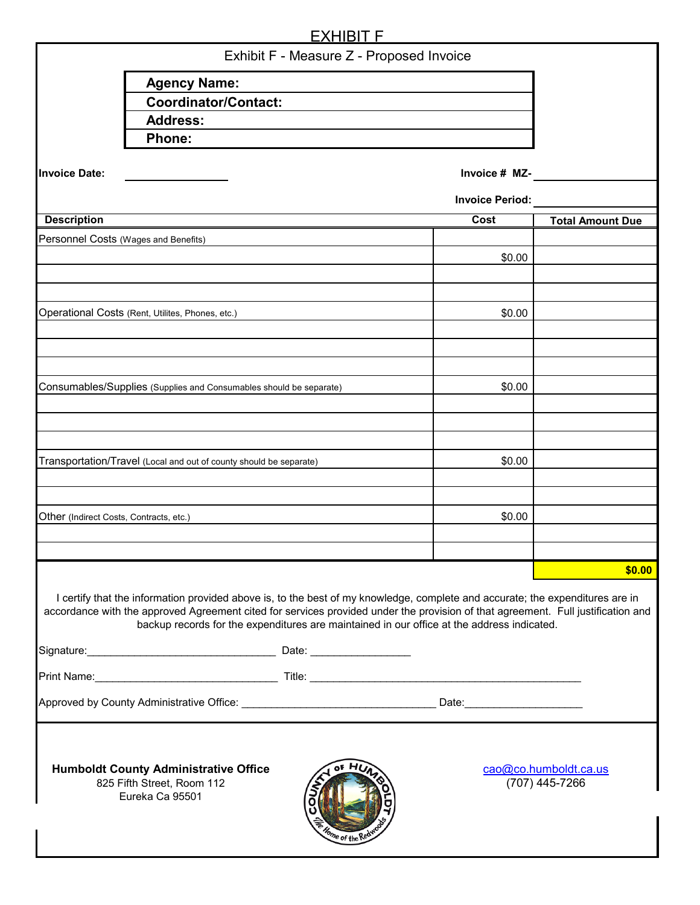# EXHIBIT F

## Exhibit F - Measure Z - Proposed Invoice

**Agency Name:**
**Coordinator/Contact:**
**Address:**
**Phone:**

**Invoice Date:** ________________ **Invoice # MZ-** ________________

**Invoice Period:** ________________

| Description | Cost | Total Amount Due |
|---|---|---|
| Personnel Costs (Wages and Benefits) | | |
| | $0.00 | |
| | | |
| | | |
| Operational Costs (Rent, Utilites, Phones, etc.) | $0.00 | |
| | | |
| | | |
| | | |
| Consumables/Supplies (Supplies and Consumables should be separate) | $0.00 | |
| | | |
| | | |
| | | |
| Transportation/Travel (Local and out of county should be separate) | $0.00 | |
| | | |
| | | |
| Other (Indirect Costs, Contracts, etc.) | $0.00 | |
| | | |
| | | |
| | | **$0.00** |

I certify that the information provided above is, to the best of my knowledge, complete and accurate; the expenditures are in accordance with the approved Agreement cited for services provided under the provision of that agreement. Full justification and backup records for the expenditures are maintained in our office at the address indicated.

Signature:________________________________ Date: _________________

Print Name:_______________________________ Title: _______________________________________________

Approved by County Administrative Office: _________________________________ Date:____________________

**Humboldt County Administrative Office**
825 Fifth Street, Room 112
Eureka Ca 95501

cao@co.humboldt.ca.us
(707) 445-7266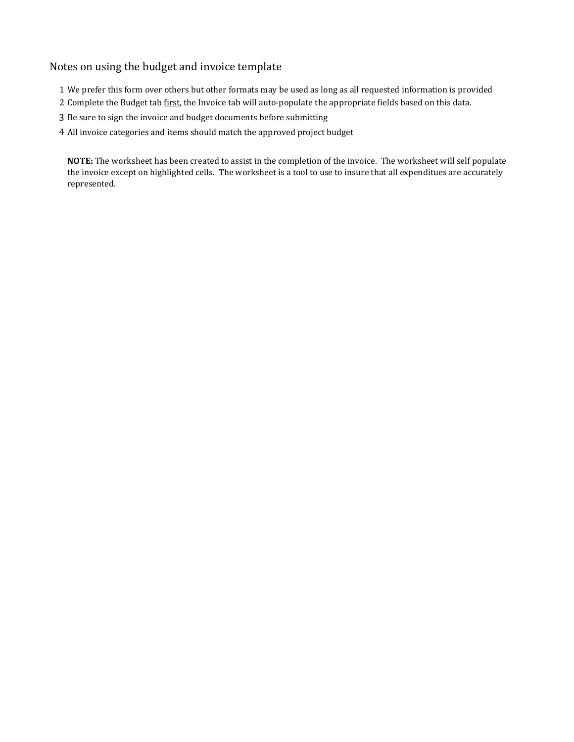# Notes on using the budget and invoice template

1. We prefer this form over others but other formats may be used as long as all requested information is provided
2. Complete the Budget tab <u>first</u>, the Invoice tab will auto-populate the appropriate fields based on this data.
3. Be sure to sign the invoice and budget documents before submitting
4. All invoice categories and items should match the approved project budget

**NOTE:** The worksheet has been created to assist in the completion of the invoice. The worksheet will self populate the invoice except on highlighted cells. The worksheet is a tool to use to insure that all expenditues are accurately represented.